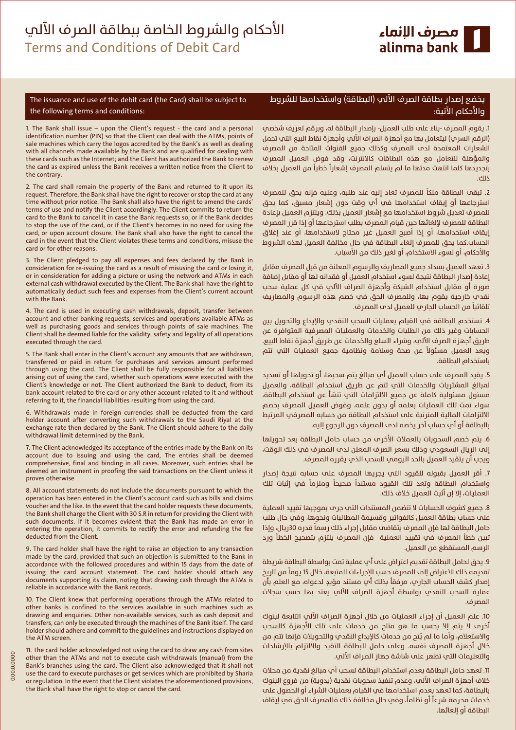# الأحكام والشروط الخاصة ببطاقة الصرف الآلي
# Terms and Conditions of Debit Card

مصرف الإنماء
alinma bank

The issuance and use of the debit card (the Card) shall be subject to the following terms and conditions:

1. The Bank shall issue – upon the Client's request - the card and a personal identification number (PIN) so that the Client can deal with the ATMs, points of sale machines which carry the logos accredited by the Bank's as well as dealing with all channels made available by the Bank and are qualified for dealing with these cards such as the Internet; and the Client has authorized the Bank to renew the card as expired unless the Bank receives a written notice from the Client to the contrary.

2. The card shall remain the property of the Bank and returned to it upon its request. Therefore, the Bank shall have the right to recover or stop the card at any time without prior notice. The Bank shall also have the right to amend the cards' terms of use and notify the Client accordingly. The Client commits to return the card to the Bank to cancel it in case the Bank requests so, or if the Bank decides to stop the use of the card, or if the Client's becomes in no need for using the card, or upon account closure. The Bank shall also have the right to cancel the card in the event that the Client violates these terms and conditions, misuse the card or for other reasons.

3. The Client pledged to pay all expenses and fees declared by the Bank in consideration for re-issuing the card as a result of misusing the card or losing it, or in consideration for adding a picture or using the network and ATMs in each external cash withdrawal executed by the Client. The Bank shall have the right to automatically deduct such fees and expenses from the Client's current account with the Bank.

4. The card is used in executing cash withdrawals, deposit, transfer between account and other banking requests, services and operations available ATMs as well as purchasing goods and services through points of sale machines. The Client shall be deemed liable for the validity, safety and legality of all operations executed through the card.

5. The Bank shall enter in the Client's account any amounts that are withdrawn, transferred or paid in return for purchases and services amount performed through using the card. The Client shall be fully responsible for all liabilities arising out of using the card, whether such operations were executed with the Client's knowledge or not. The Client authorized the Bank to deduct, from its bank account related to the card or any other account related to it and without referring to it, the financial liabilities resulting from using the card.

6. Withdrawals made in foreign currencies shall be deducted from the card holder account after converting such withdrawals to the Saudi Riyal at the exchange rate then declared by the Bank. The Client should adhere to the daily withdrawal limit determined by the Bank.

7. The Client acknowledged its acceptance of the entries made by the Bank on its account due to issuing and using the card, The entries shall be deemed comprehensive, final and binding in all cases. Moreover, such entries shall be deemed an instrument in proofing the said transactions on the Client unless it proves otherwise

8. All account statements do not include the documents pursuant to which the operation has been entered in the Client's account card such as bills and claims voucher and the like. In the event that the card holder requests these documents, the Bank shall charge the Client with 30 S.R in return for providing the Client with such documents. If it becomes evident that the Bank has made an error in entering the operation, it commits to rectify the error and refunding the fee deducted from the Client.

9. The card holder shall have the right to raise an objection to any transaction made by the card, provided that such an objection is submitted to the Bank in accordance with the followed procedures and within 15 days from the date of issuing the card account statement. The card holder should attach any documents supporting its claim, noting that drawing cash through the ATMs is reliable in accordance with the Bank records.

10. The Client knew that performing operations through the ATMs related to other banks is confined to the services available in such machines such as drawing and enquiries. Other non-available services, such as cash deposit and transfers, can only be executed through the machines of the Bank itself. The card holder should adhere and commit to the guidelines and instructions displayed on the ATM screen.

11. The card holder acknowledged not using the card to draw any cash from sites other than the ATMs and not to execute cash withdrawals (manual) from the Bank's branches using the card. The Client also acknowledged that it shall not use the card to execute purchases or get services which are prohibited by Sharia or regulation. In the event that the Client violates the aforementioned provisions, the Bank shall have the right to stop or cancel the card.

يخضع إصدار بطاقة الصرف الآلي (البطاقة) واستخدامها للشروط والأحكام الآتية:

1. يقوم المصرف -بناءً على طلب العميل- بإصدار البطاقة له، وبرقم تعريف شخصي (الرقم السري) ليتعامل بها مع أجهزة الصراف الآلي وأجهزة نقاط البيع التي تحمل الشعارات المعتمدة لدى المصرف وكذلك جميع القنوات المتاحة من المصرف والمؤهلة للتعامل مع هذه البطاقات كالانترنت، وقد فوض العميل المصرف بتجديدها كلما انتهت مدتها ما لم يتسلم المصرف إشعاراً خطياً من العميل بخلاف ذلك.

2. تبقى البطاقة ملكاً للمصرف تعاد إليه عند طلبه، وعليه فإنه يحق للمصرف استرجاعها أو إيقاف استخدامها في أي وقت دون إشعار مسبق، كما يحق للمصرف تعديل شروط استخدامها مع إشعار العميل بذلك. ويلتزم العميل بإعادة البطاقة للمصرف لإلغائها حين قيام المصرف بطلب استرجاعها أو إذا قرر المصرف إيقاف استخدامها، أو إذا أصبح العميل غير محتاج لاستخدامها، أو عند إغلاق الحساب.كما يحق للمصرف إلغاء البطاقة في حال مخالفة العميل لهذه الشروط والأحكام، أو لسوء الاستخدام، أو لغير ذلك من الأسباب.

3. تعهد العميل بسداد جميع المصاريف والرسوم المعلنة من قبل المصرف مقابل إعادة إصدار البطاقة نتيجة لسوء استخدام العميل أو فقدانه لها أو مقابل إضافة صورة أو مقابل استخدام الشبكة وأجهزة الصراف الآلي في كل عملية سحب نقدي خارجية يقوم بها، وللمصرف الحق في خصم هذه الرسوم والمصاريف تلقائياً من الحساب الجاري للعميل لدى المصرف.

4. تستخدم البطاقة في القيام بعمليات السحب النقدي والإيداع والتحويل بين الحسابات وغير ذلك من الطلبات والخدمات والعمليات المصرفية المتوافرة عن طريق أجهزة الصرف الآلي، وشراء السلع والخدمات عن طريق أجهزة نقاط البيع. ويعد العميل مسئولاً عن صحة وسلامة ونظامية جميع العمليات التي تتم باستخدام البطاقة.

5. يقيد المصرف على حساب العميل أي مبالغ يتم سحبها، أو تحويلها أو تسديد لمبالغ المشتريات والخدمات التي تتم عن طريق استخدام البطاقة، والعميل مسئول مسئولية كاملة عن جميع الالتزامات التي تنشأ عن استخدام البطاقة، سواء تمت تلك العمليات بعلمه أو بدون علمه. وفوض العميل المصرف بخصم الالتزامات المالية المترتبة على استخدام البطاقة من حسابه المصرفي المرتبط بالبطاقة أو أي حساب آخر يخصه لدى المصرف دون الرجوع إليه.

6. يتم خصم السحوبات بالعملات الأخرى من حساب حامل البطاقة بعد تحويلها إلى الريال السعودي وذلك بسعر الصرف المعلن لدى المصرف في ذلك الوقت، ويجب أن يتقيد العميل بالحد اليومي للسحب الذي يقرره المصرف.

7. أقر العميل بقبوله للقيود التي يجريها المصرف على حسابه نتيجة إصدار واستخدام البطاقة وتعد تلك القيود مستنداً صحيحاً وملزماً في إثبات تلك العمليات، إلا إن أثبت العميل خلاف ذلك.

8. جميع كشوف الحسابات لا تتضمن المستندات التي جرى بموجبها تقييد العملية على حساب بطاقة العميل كالفواتير وقسيمة المطالبات ونحوها، وفي حال طلب حامل البطاقة لها فإن المصرف يتقاضى مقابل إجراء ذلك رسماً قدره 30ريال، وإذا تبين خطأ المصرف في تقييد العملية فإن المصرف يلتزم بتصحيح الخطأ ورد الرسم المستقطع من العميل.

9. يحق لحامل البطاقة تقديم اعتراض على أي عملية تمت بواسطة البطاقة شريطة تقديمه ذلك الاعتراض إلى المصرف حسب الإجراءات المتبعة، خلال 15 يوماً من تاريخ إصدار كشف الحساب الجاري، مرفقاً بذلك أي مستند مؤيد لدعواه، مع العلم بأن عملية السحب النقدي بواسطة أجهزة الصراف الآلي يعتد بها حسب سجلات المصرف.

10. علم العميل أن إجراء العمليات من خلال أجهزة الصراف الآلي التابعة لبنوك أخرى لا يتم إلا بحسب ما هو متاح من خدمات على تلك الأجهزة كالسحب والاستعلام، وأما ما لم يُتح من خدمات كالإيداع النقدي والتحويلات فإنها تتم من خلال أجهزة المصرف نفسه. وعلى حامل البطاقة التقيد والالتزام بالإرشادات والتعليمات التي تظهر على شاشة جهاز الصراف الآلي.

11. تعهد حامل البطاقة بعدم استخدام البطاقة لسحب أي مبالغ نقدية من محلات خلاف أجهزة الصراف الآلي، وعدم تنفيذ سحوبات نقدية (يدوية) من فروع البنوك بالبطاقة، كما تعهد بعدم استخدامها في القيام بعمليات الشراء أو الحصول على خدمات محرمة شرعاً أو نظاماً، وفي حال مخالفة ذلك فللمصرف الحق في إيقاف البطاقة أو إلغائها.

000.0000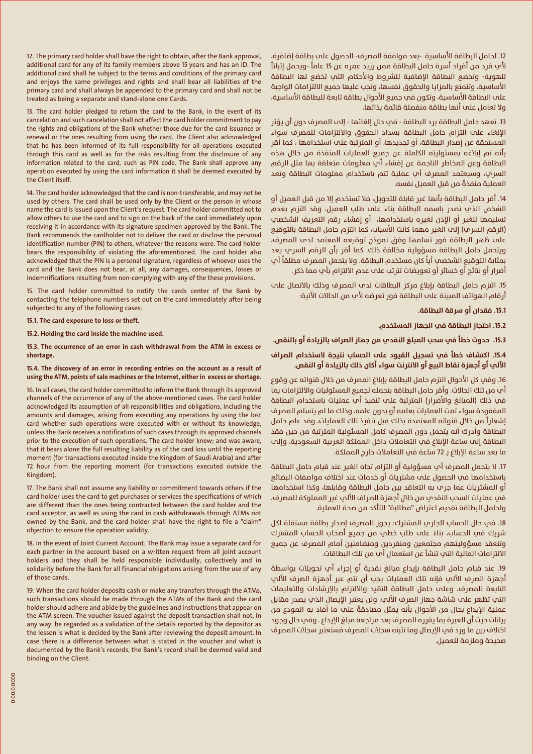12. The primary card holder shall have the right to obtain, after the Bank approval, additional card for any of its family members above 15 years and has an ID. The additional card shall be subject to the terms and conditions of the primary card and enjoys the same privileges and rights and shall bear all liabilities of the primary card and shall always be appended to the primary card and shall not be treated as being a separate and stand-alone one Cards.

13. The card holder pledged to return the card to the Bank, in the event of its cancelation and such cancelation shall not affect the card holder commitment to pay the rights and obligations of the Bank whether those due for the card issuance or renewal or the ones resulting from using the card. The Client also acknowledged that he has been informed of its full responsibility for all operations executed through this card as well as for the risks resulting from the disclosure of any information related to the card, such as PIN code. The Bank shall approve any operation executed by using the card information it shall be deemed executed by the Client itself.

14. The card holder acknowledged that the card is non-transferable, and may not be used by others. The card shall be used only by the Client or the person in whose name the card is issued upon the Client's request. The card holder committed not to allow others to use the card and to sign on the back of the card immediately upon receiving it in accordance with its signature specimen approved by the Bank. The Bank recommends the cardholder not to deliver the card or disclose the personal identification number (PIN) to others, whatever the reasons were. The card holder bears the responsibility of violating the aforementioned. The card holder also acknowledged that the PIN is a personal signature, regardless of whoever uses the card and the Bank does not bear, at all, any damages, consequences, losses or indemnifications resulting from non-complying with any of the these provisions.

15. The card holder committed to notify the cards center of the Bank by contacting the telephone numbers set out on the card immediately after being subjected to any of the following cases:

**15.1. The card exposure to loss or theft.**

**15.2. Holding the card inside the machine used.**

**15.3. The occurrence of an error in cash withdrawal from the ATM in excess or shortage.**

**15.4. The discovery of an error in recording entries on the account as a result of using the ATM, points of sale machines or the Internet, either in excess or shortage.**

16. In all cases, the card holder committed to inform the Bank through its approved channels of the occurrence of any of the above-mentioned cases. The card holder acknowledged its assumption of all responsibilities and obligations, including the amounts and damages, arising from executing any operations by using the lost card whether such operations were executed with or without its knowledge, unless the Bank receives a notification of such cases through its approved channels prior to the execution of such operations. The card holder knew; and was aware, that it bears alone the full resulting liability as of the card loss until the reporting moment (for transactions executed inside the Kingdom of Saudi Arabia) and after 72 hour from the reporting moment (for transactions executed outside the Kingdom).

17. The Bank shall not assume any liability or commitment towards others if the card holder uses the card to get purchases or services the specifications of which are different than the ones being contracted between the card holder and the card acceptor, as well as using the card in cash withdrawals through ATMs not owned by the Bank, and the card holder shall have the right to file a "claim" objection to ensure the operation validity.

18. In the event of Joint Current Account: The Bank may issue a separate card for each partner in the account based on a written request from all joint account holders and they shall be held responsible individually, collectively and in solidarity before the Bank for all financial obligations arising from the use of any of those cards.

19. When the card holder deposits cash or make any transfers through the ATMs, such transactions should be made through the ATMs of the Bank and the card holder should adhere and abide by the guidelines and instructions that appear on the ATM screen. The voucher issued against the deposit transaction shall not, in any way, be regarded as a validation of the details reported by the depositor as the lesson is what is decided by the Bank after reviewing the deposit amount. In case there is a difference between what is stated in the voucher and what is documented by the Bank's records, the Bank's record shall be deemed valid and binding on the Client.

12. لحامل البطاقة الأساسية -بعد موافقة المصرف- الحصول على بطاقة إضافية، لأي فرد من أفراد أسرة حامل البطاقة ممن يزيد عمره عن 15 عاماً -ويحمل إثباتاً للهوية- وتخضع البطاقة الإضافية للشروط والأحكام التي تخضع لها البطاقة الأساسية، وتتمتع بالمزايا والحقوق نفسها، وتجب عليها جميع الالتزامات الواجبة على البطاقة الأساسية، وتكون في جميع الأحوال بطاقة تابعة للبطاقة الأساسية، ولا تعامل على أنها بطاقة منفصلة قائمة بذاتها.

13. تعهد حامل البطاقة برد البطاقة - في حال إلغائها - إلى المصرف دون أن يؤثر الإلغاء على التزام حامل البطاقة بسداد الحقوق والالتزامات للمصرف سواء المستحقة عن إصدار البطاقة، أو تجديدها، أو المترتبة على استخدامها ، كما أقر بأنه تم إبلاغه بمسؤوليته الكاملة عن جميع العمليات المنفذة من خلال هذه البطاقة وعن المخاطر الناجمة عن إفشاء أي معلومات متعلقة بها مثل الرقم السري، وسيعتمد المصرف أي عملية تتم باستخدام معلومات البطاقة وتعد العملية منفذةً من قبل العميل نفسه.

14. أقر حامل البطاقة بأنها غير قابلة للتحويل، فلا تستخدم إلا من قبل العميل أو الشخص الذي تصدر باسمه البطاقة بناء على طلب العميل، وقد التزم بعدم تسليمها للغير أو الإذن لغيره باستخدامها، أو إفشاء رقم التعريف الشخصي (الرقم السري) إلى الغير مهما كانت الأسباب، كما التزم حامل البطاقة بالتوقيع على ظهر البطاقة فور تسلمها وفق نموذج توقيعه المعتمد لدى المصرف، ويتحمل حامل البطاقة مسؤولية مخالفة ذلك. كما أقر بأن الرقم السري يعد بمثابة التوقيع الشخصي أياً كان مستخدم البطاقة. ولا يتحمل المصرف مطلقاً أي أضرار أو نتائج أو خسائر أو تعويضات تترتب على عدم الالتزام بأي مما ذكر.

15. التزم حامل البطاقة بإبلاغ مركز البطاقات لدى المصرف وذلك بالاتصال على أرقام الهواتف المبينة على البطاقة فور تعرضه لأي من الحالات الآتية:

**15.1. فقدان أو سرقة البطاقة.**

**15.2. احتجاز البطاقة في الجهاز المستخدم.**

**15.3. حدوث خطأ في سحب المبلغ النقدي من جهاز الصراف بالزيادة أو بالنقص.**

**15.4. اكتشاف خطأ في تسجيل القيود على الحساب نتيجة لاستخدام الصراف الآلي أو أجهزة نقاط البيع أو الانترنت سواء أكان ذلك بالزيادة أو النقص.**

16. وفي كل الأحوال التزم حامل البطاقة بإبلاغ المصرف من خلال قنواته عن وقوع أي من تلك الحالات. وأقر حامل البطاقة بتحمله لجميع المسئوليات والالتزامات بما في ذلك (المبالغ والأضرار) المترتبة على تنفيذ أي عمليات باستخدام البطاقة المفقودة سواء تمت العمليات بعلمه أو بدون علمه، وذلك ما لم يتسلم المصرف إشعاراً من خلال قنواته المعتمدة بذلك قبل تنفيذ تلك العمليات، وقد علم حامل البطاقة وأدرك أنه يتحمل دون المصرف كامل المسئولية المترتبة من حين فقد البطاقة إلى ساعة الإبلاغ في التعاملات داخل المملكة العربية السعودية، وإلى ما بعد ساعة الإبلاغ بـ 72 ساعة في التعاملات خارج المملكة.

17. لا يتحمل المصرف أي مسؤولية أو التزام تجاه الغير عند قيام حامل البطاقة باستخدامها في الحصول على مشتريات أو خدمات عند اختلاف مواصفات البضائع أو المشتريات عما جرى به التعاقد بين حامل البطاقة وقابلها، وكذا استخدامها في عمليات السحب النقدي من خلال أجهزة الصراف الآلي غير المملوكة للمصرف، ولحامل البطاقة تقديم اعتراض "مطالبة" للتأكد من صحة العملية.

18. في حال الحساب الجاري المشترك: يجوز للمصرف إصدار بطاقة مستقلة لكل شريك في الحساب، بناءً على طلب خطي من جميع أصحاب الحساب المشترك وتنعقد مسؤوليتهم مجتمعين ومنفردين ومتضامنين أمام المصرف عن جميع الالتزامات المالية التي تنشأ عن استعمال أي من تلك البطاقات.

19. عند قيام حامل البطاقة بإيداع مبالغ نقدية أو إجراء أي تحويلات بواسطة أجهزة الصرف الآلي فإنه تلك العمليات يجب أن تتم عبر أجهزة الصرف الآلي التابعة للمصرف، وعلى حامل البطاقة التقيد والالتزام بالإرشادات والتعليمات التي تظهر على شاشة جهاز الصرف الآلي. ولن يعتبر الإيصال الذي يصدر مقابل عملية الإيداع بحال من الأحوال بأنه يمثل مصادقةً على ما أفاد به المودع من بيانات حيث أن العبرة بما يقرره المصرف بعد مراجعة مبلغ الإيداع . وفي حال وجود اختلاف بين ما ورد في الإيصال وما تثبته سجلات المصرف فستعتبر سجلات المصرف صحيحة وملزمة للعميل.